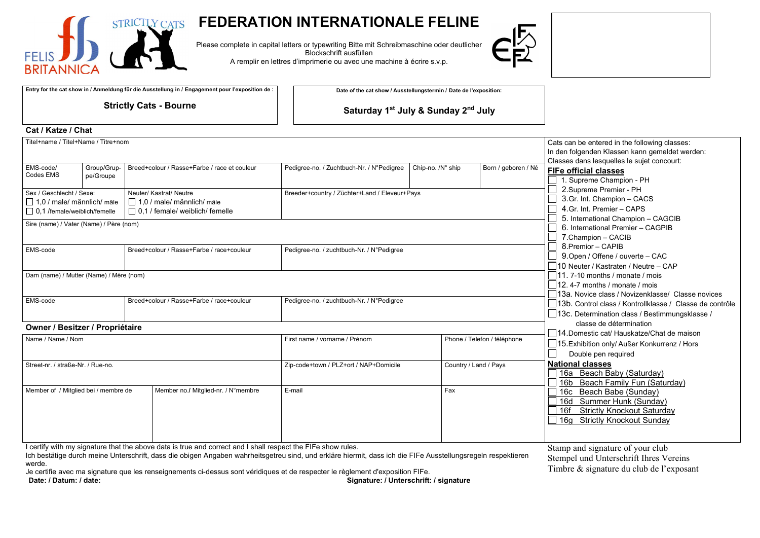FELIS BRITANNICA

STRICTLY CATS

# FEDERATION INTERNATIONALE FELINE

Please complete in capital letters or typewriting Bitte mit Schreibmaschine oder deutlicher Blockschrift ausfüllen
A remplir en lettres d'imprimerie ou avec une machine à écrire s.v.p.

| Entry for the cat show in / Anmeldung für die Ausstellung in / Engagement pour l'exposition de : | Date of the cat show / Ausstellungstermin / Date de l'exposition: |
|---|---|
| **Strictly Cats - Bourne** | **Saturday 1st July & Sunday 2nd July** |

## Cat / Katze / Chat

| | | | | | |
|---|---|---|---|---|---|
| Titel+name / Titel+Name / Titre+nom | | | | | |
| EMS-code/ Codes EMS | Group/Grupe/Groupe | Breed+colour / Rasse+Farbe / race et couleur | Pedigree-no. / Zuchtbuch-Nr. / N°Pedigree | Chip-no. /N° ship | Born / geboren / Né |
| Sex / Geschlecht / Sexe: ☐ 1,0 / male/ männlich/ mâle ☐ 0,1 /female/weiblich/femelle | | Neuter/ Kastrat/ Neutre ☐ 1,0 / male/ männlich/ mâle ☐ 0,1 / female/ weiblich/ femelle | Breeder+country / Züchter+Land / Eleveur+Pays | | |
| Sire (name) / Vater (Name) / Père (nom) | | | | | |
| EMS-code | | Breed+colour / Rasse+Farbe / race+couleur | Pedigree-no. / zuchtbuch-Nr. / N°Pedigree | | |
| Dam (name) / Mutter (Name) / Mère (nom) | | | | | |
| EMS-code | | Breed+colour / Rasse+Farbe / race+couleur | Pedigree-no. / zuchtbuch-Nr. / N°Pedigree | | |

## Owner / Besitzer / Propriétaire

| | | | |
|---|---|---|---|
| Name / Name / Nom | | First name / vorname / Prénom | Phone / Telefon / téléphone |
| Street-nr. / straße-Nr. / Rue-no. | | Zip-code+town / PLZ+ort / NAP+Domicile | Country / Land / Pays |
| Member of / Mitglied bei / membre de | Member no./ Mitglied-nr. / N°membre | E-mail | Fax |

Cats can be entered in the following classes:
In den folgenden Klassen kann gemeldet werden:
Classes dans lesquelles le sujet concourt:

**FIFe official classes**

- ☐ 1. Supreme Champion - PH
- ☐ 2.Supreme Premier - PH
- ☐ 3.Gr. Int. Champion – CACS
- ☐ 4.Gr. Int. Premier – CAPS
- ☐ 5. International Champion – CAGCIB
- ☐ 6. International Premier – CAGPIB
- ☐ 7.Champion – CACIB
- ☐ 8.Premier – CAPIB
- ☐ 9.Open / Offene / ouverte – CAC
- ☐ 10 Neuter / Kastraten / Neutre – CAP
- ☐ 11. 7-10 months / monate / mois
- ☐ 12. 4-7 months / monate / mois
- ☐ 13a. Novice class / Novizenklasse/ Classe novices
- ☐ 13b. Control class / Kontrollklasse / Classe de contrôle
- ☐ 13c. Determination class / Bestimmungsklasse / classe de détermination
- ☐ 14.Domestic cat/ Hauskatze/Chat de maison
- ☐ 15.Exhibition only/ Außer Konkurrenz / Hors
- ☐ Double pen required

**National classes**

- ☐ 16a Beach Baby (Saturday)
- ☐ 16b Beach Family Fun (Saturday)
- ☐ 16c Beach Babe (Sunday)
- ☐ 16d Summer Hunk (Sunday)
- ☐ 16f Strictly Knockout Saturday
- ☐ 16g Strictly Knockout Sunday

I certify with my signature that the above data is true and correct and I shall respect the FIFe show rules.
Ich bestätige durch meine Unterschrift, dass die obigen Angaben wahrheitsgetreu sind, und erkläre hiermit, dass ich die FIFe Ausstellungsregeln respektieren werde.
Je certifie avec ma signature que les renseignements ci-dessus sont véridiques et de respecter le règlement d'exposition FIFe.

**Date: / Datum: / date:** **Signature: / Unterschrift: / signature**

Stamp and signature of your club
Stempel und Unterschrift Ihres Vereins
Timbre & signature du club de l'exposant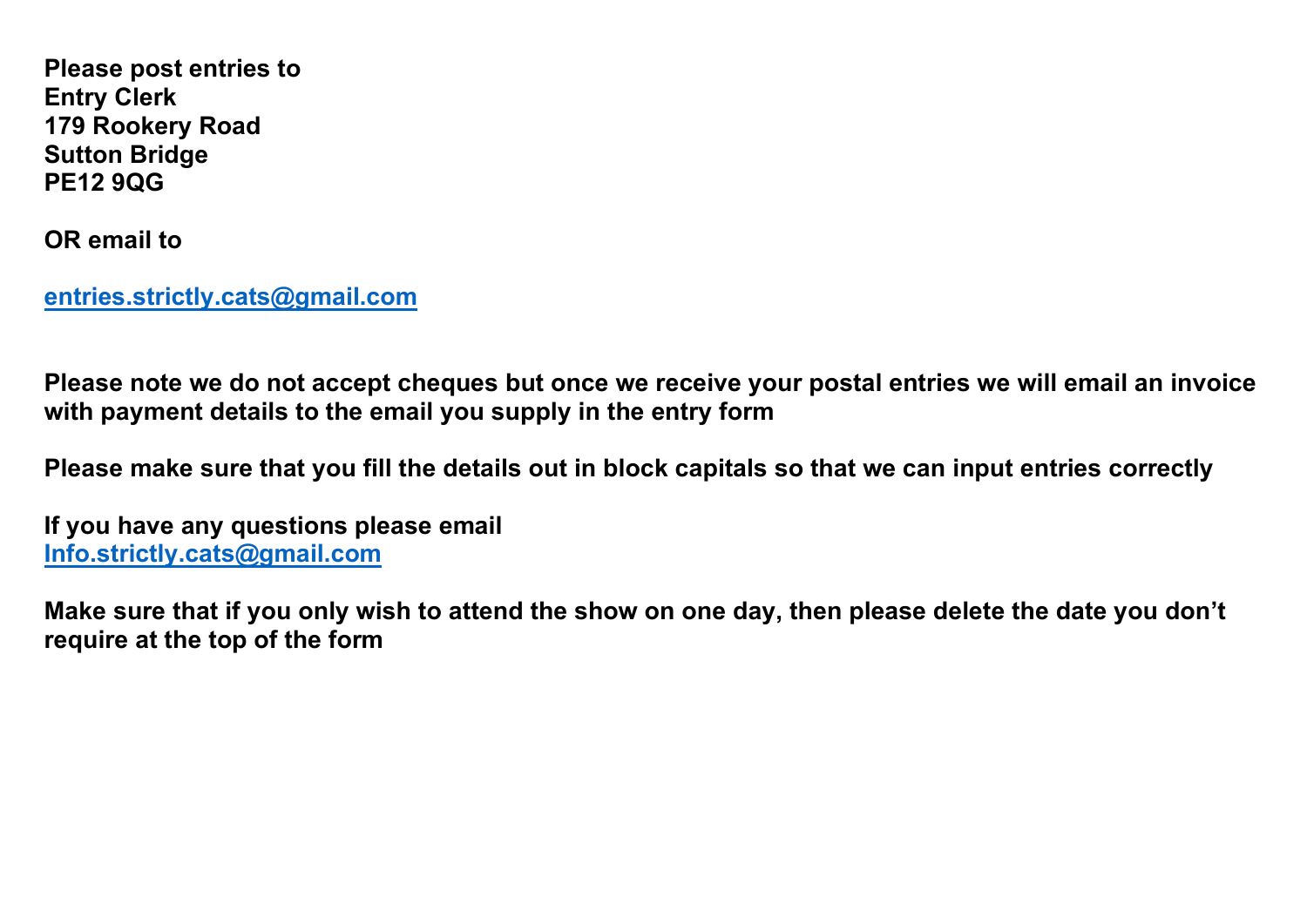**Please post entries to**
**Entry Clerk**
**179 Rookery Road**
**Sutton Bridge**
**PE12 9QG**

**OR email to**

**entries.strictly.cats@gmail.com**

**Please note we do not accept cheques but once we receive your postal entries we will email an invoice with payment details to the email you supply in the entry form**

**Please make sure that you fill the details out in block capitals so that we can input entries correctly**

**If you have any questions please email**
**Info.strictly.cats@gmail.com**

**Make sure that if you only wish to attend the show on one day, then please delete the date you don't require at the top of the form**